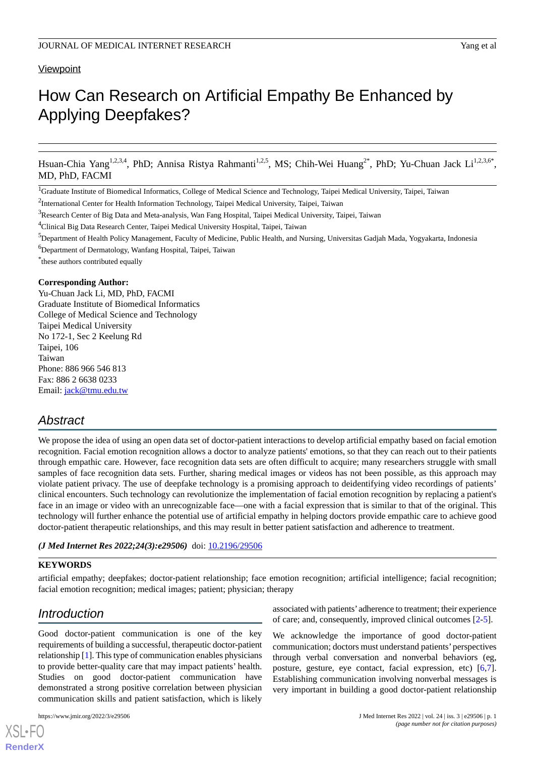Viewpoint

# How Can Research on Artificial Empathy Be Enhanced by Applying Deepfakes?

Hsuan-Chia Yang[1,2,3,4], PhD; Annisa Ristya Rahmanti[1,2,5], MS; Chih-Wei Huang[2*], PhD; Yu-Chuan Jack Li[1,2,3,6*], MD, PhD, FACMI

[1]Graduate Institute of Biomedical Informatics, College of Medical Science and Technology, Taipei Medical University, Taipei, Taiwan

[2]International Center for Health Information Technology, Taipei Medical University, Taipei, Taiwan

[3]Research Center of Big Data and Meta-analysis, Wan Fang Hospital, Taipei Medical University, Taipei, Taiwan

[4]Clinical Big Data Research Center, Taipei Medical University Hospital, Taipei, Taiwan

[5]Department of Health Policy Management, Faculty of Medicine, Public Health, and Nursing, Universitas Gadjah Mada, Yogyakarta, Indonesia

[6]Department of Dermatology, Wanfang Hospital, Taipei, Taiwan

[*]these authors contributed equally

**Corresponding Author:**
Yu-Chuan Jack Li, MD, PhD, FACMI
Graduate Institute of Biomedical Informatics
College of Medical Science and Technology
Taipei Medical University
No 172-1, Sec 2 Keelung Rd
Taipei, 106
Taiwan
Phone: 886 966 546 813
Fax: 886 2 6638 0233
Email: jack@tmu.edu.tw

## Abstract

We propose the idea of using an open data set of doctor-patient interactions to develop artificial empathy based on facial emotion recognition. Facial emotion recognition allows a doctor to analyze patients' emotions, so that they can reach out to their patients through empathic care. However, face recognition data sets are often difficult to acquire; many researchers struggle with small samples of face recognition data sets. Further, sharing medical images or videos has not been possible, as this approach may violate patient privacy. The use of deepfake technology is a promising approach to deidentifying video recordings of patients' clinical encounters. Such technology can revolutionize the implementation of facial emotion recognition by replacing a patient's face in an image or video with an unrecognizable face—one with a facial expression that is similar to that of the original. This technology will further enhance the potential use of artificial empathy in helping doctors provide empathic care to achieve good doctor-patient therapeutic relationships, and this may result in better patient satisfaction and adherence to treatment.

***(J Med Internet Res 2022;24(3):e29506)*** doi: 10.2196/29506

**KEYWORDS**

artificial empathy; deepfakes; doctor-patient relationship; face emotion recognition; artificial intelligence; facial recognition; facial emotion recognition; medical images; patient; physician; therapy

## Introduction

Good doctor-patient communication is one of the key requirements of building a successful, therapeutic doctor-patient relationship [1]. This type of communication enables physicians to provide better-quality care that may impact patients' health. Studies on good doctor-patient communication have demonstrated a strong positive correlation between physician communication skills and patient satisfaction, which is likely associated with patients' adherence to treatment; their experience of care; and, consequently, improved clinical outcomes [2-5].

We acknowledge the importance of good doctor-patient communication; doctors must understand patients' perspectives through verbal conversation and nonverbal behaviors (eg, posture, gesture, eye contact, facial expression, etc) [6,7]. Establishing communication involving nonverbal messages is very important in building a good doctor-patient relationship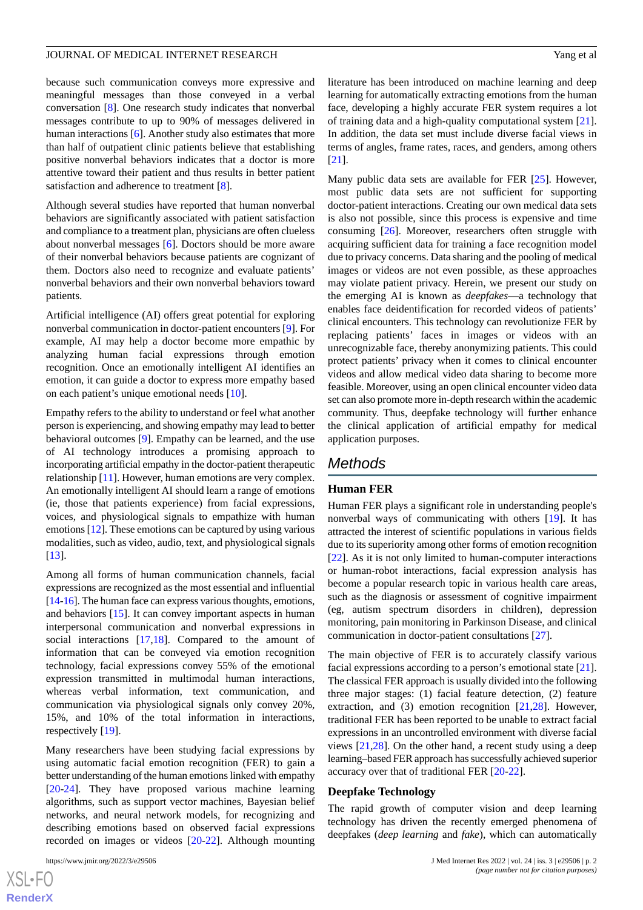because such communication conveys more expressive and meaningful messages than those conveyed in a verbal conversation [8]. One research study indicates that nonverbal messages contribute to up to 90% of messages delivered in human interactions [6]. Another study also estimates that more than half of outpatient clinic patients believe that establishing positive nonverbal behaviors indicates that a doctor is more attentive toward their patient and thus results in better patient satisfaction and adherence to treatment [8].

Although several studies have reported that human nonverbal behaviors are significantly associated with patient satisfaction and compliance to a treatment plan, physicians are often clueless about nonverbal messages [6]. Doctors should be more aware of their nonverbal behaviors because patients are cognizant of them. Doctors also need to recognize and evaluate patients' nonverbal behaviors and their own nonverbal behaviors toward patients.

Artificial intelligence (AI) offers great potential for exploring nonverbal communication in doctor-patient encounters [9]. For example, AI may help a doctor become more empathic by analyzing human facial expressions through emotion recognition. Once an emotionally intelligent AI identifies an emotion, it can guide a doctor to express more empathy based on each patient's unique emotional needs [10].

Empathy refers to the ability to understand or feel what another person is experiencing, and showing empathy may lead to better behavioral outcomes [9]. Empathy can be learned, and the use of AI technology introduces a promising approach to incorporating artificial empathy in the doctor-patient therapeutic relationship [11]. However, human emotions are very complex. An emotionally intelligent AI should learn a range of emotions (ie, those that patients experience) from facial expressions, voices, and physiological signals to empathize with human emotions [12]. These emotions can be captured by using various modalities, such as video, audio, text, and physiological signals [13].

Among all forms of human communication channels, facial expressions are recognized as the most essential and influential [14-16]. The human face can express various thoughts, emotions, and behaviors [15]. It can convey important aspects in human interpersonal communication and nonverbal expressions in social interactions [17,18]. Compared to the amount of information that can be conveyed via emotion recognition technology, facial expressions convey 55% of the emotional expression transmitted in multimodal human interactions, whereas verbal information, text communication, and communication via physiological signals only convey 20%, 15%, and 10% of the total information in interactions, respectively [19].

Many researchers have been studying facial expressions by using automatic facial emotion recognition (FER) to gain a better understanding of the human emotions linked with empathy [20-24]. They have proposed various machine learning algorithms, such as support vector machines, Bayesian belief networks, and neural network models, for recognizing and describing emotions based on observed facial expressions recorded on images or videos [20-22]. Although mounting literature has been introduced on machine learning and deep learning for automatically extracting emotions from the human face, developing a highly accurate FER system requires a lot of training data and a high-quality computational system [21]. In addition, the data set must include diverse facial views in terms of angles, frame rates, races, and genders, among others [21].

Many public data sets are available for FER [25]. However, most public data sets are not sufficient for supporting doctor-patient interactions. Creating our own medical data sets is also not possible, since this process is expensive and time consuming [26]. Moreover, researchers often struggle with acquiring sufficient data for training a face recognition model due to privacy concerns. Data sharing and the pooling of medical images or videos are not even possible, as these approaches may violate patient privacy. Herein, we present our study on the emerging AI is known as *deepfakes*—a technology that enables face deidentification for recorded videos of patients' clinical encounters. This technology can revolutionize FER by replacing patients' faces in images or videos with an unrecognizable face, thereby anonymizing patients. This could protect patients' privacy when it comes to clinical encounter videos and allow medical video data sharing to become more feasible. Moreover, using an open clinical encounter video data set can also promote more in-depth research within the academic community. Thus, deepfake technology will further enhance the clinical application of artificial empathy for medical application purposes.

## Methods

### Human FER

Human FER plays a significant role in understanding people's nonverbal ways of communicating with others [19]. It has attracted the interest of scientific populations in various fields due to its superiority among other forms of emotion recognition [22]. As it is not only limited to human-computer interactions or human-robot interactions, facial expression analysis has become a popular research topic in various health care areas, such as the diagnosis or assessment of cognitive impairment (eg, autism spectrum disorders in children), depression monitoring, pain monitoring in Parkinson Disease, and clinical communication in doctor-patient consultations [27].

The main objective of FER is to accurately classify various facial expressions according to a person's emotional state [21]. The classical FER approach is usually divided into the following three major stages: (1) facial feature detection, (2) feature extraction, and (3) emotion recognition [21,28]. However, traditional FER has been reported to be unable to extract facial expressions in an uncontrolled environment with diverse facial views [21,28]. On the other hand, a recent study using a deep learning–based FER approach has successfully achieved superior accuracy over that of traditional FER [20-22].

### Deepfake Technology

The rapid growth of computer vision and deep learning technology has driven the recently emerged phenomena of deepfakes (*deep learning* and *fake*), which can automatically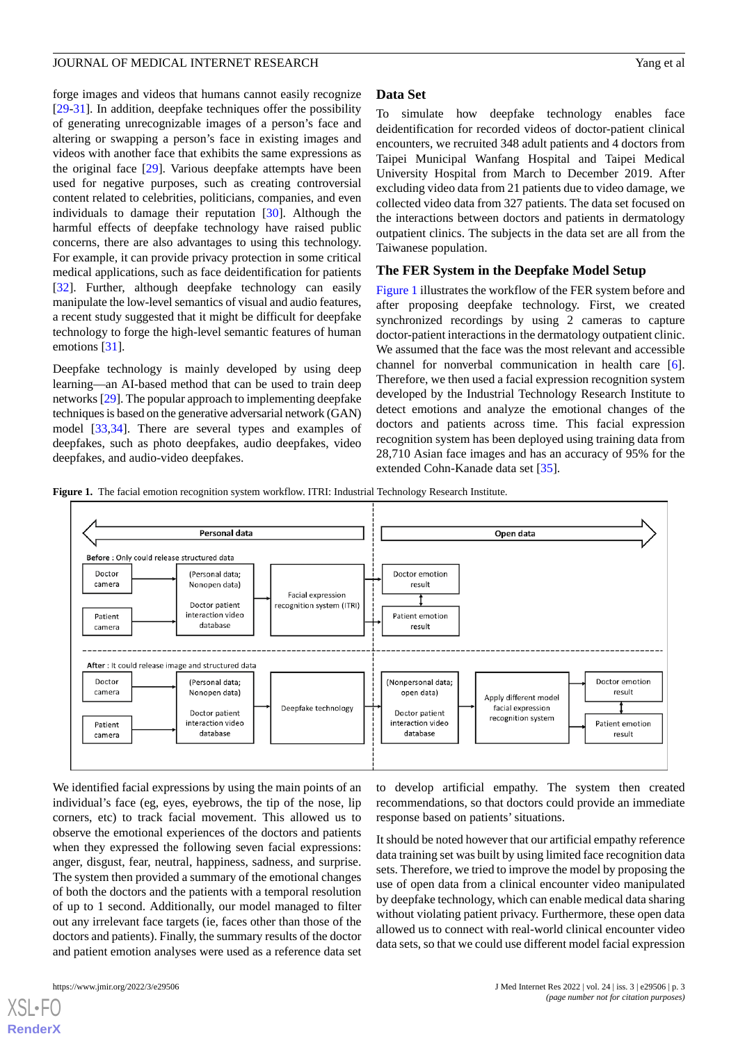forge images and videos that humans cannot easily recognize [29-31]. In addition, deepfake techniques offer the possibility of generating unrecognizable images of a person's face and altering or swapping a person's face in existing images and videos with another face that exhibits the same expressions as the original face [29]. Various deepfake attempts have been used for negative purposes, such as creating controversial content related to celebrities, politicians, companies, and even individuals to damage their reputation [30]. Although the harmful effects of deepfake technology have raised public concerns, there are also advantages to using this technology. For example, it can provide privacy protection in some critical medical applications, such as face deidentification for patients [32]. Further, although deepfake technology can easily manipulate the low-level semantics of visual and audio features, a recent study suggested that it might be difficult for deepfake technology to forge the high-level semantic features of human emotions [31].

Deepfake technology is mainly developed by using deep learning—an AI-based method that can be used to train deep networks [29]. The popular approach to implementing deepfake techniques is based on the generative adversarial network (GAN) model [33,34]. There are several types and examples of deepfakes, such as photo deepfakes, audio deepfakes, video deepfakes, and audio-video deepfakes.

## Data Set

To simulate how deepfake technology enables face deidentification for recorded videos of doctor-patient clinical encounters, we recruited 348 adult patients and 4 doctors from Taipei Municipal Wanfang Hospital and Taipei Medical University Hospital from March to December 2019. After excluding video data from 21 patients due to video damage, we collected video data from 327 patients. The data set focused on the interactions between doctors and patients in dermatology outpatient clinics. The subjects in the data set are all from the Taiwanese population.

## The FER System in the Deepfake Model Setup

Figure 1 illustrates the workflow of the FER system before and after proposing deepfake technology. First, we created synchronized recordings by using 2 cameras to capture doctor-patient interactions in the dermatology outpatient clinic. We assumed that the face was the most relevant and accessible channel for nonverbal communication in health care [6]. Therefore, we then used a facial expression recognition system developed by the Industrial Technology Research Institute to detect emotions and analyze the emotional changes of the doctors and patients across time. This facial expression recognition system has been deployed using training data from 28,710 Asian face images and has an accuracy of 95% for the extended Cohn-Kanade data set [35].

**Figure 1.** The facial emotion recognition system workflow. ITRI: Industrial Technology Research Institute.

We identified facial expressions by using the main points of an individual's face (eg, eyes, eyebrows, the tip of the nose, lip corners, etc) to track facial movement. This allowed us to observe the emotional experiences of the doctors and patients when they expressed the following seven facial expressions: anger, disgust, fear, neutral, happiness, sadness, and surprise. The system then provided a summary of the emotional changes of both the doctors and the patients with a temporal resolution of up to 1 second. Additionally, our model managed to filter out any irrelevant face targets (ie, faces other than those of the doctors and patients). Finally, the summary results of the doctor and patient emotion analyses were used as a reference data set to develop artificial empathy. The system then created recommendations, so that doctors could provide an immediate response based on patients' situations.

It should be noted however that our artificial empathy reference data training set was built by using limited face recognition data sets. Therefore, we tried to improve the model by proposing the use of open data from a clinical encounter video manipulated by deepfake technology, which can enable medical data sharing without violating patient privacy. Furthermore, these open data allowed us to connect with real-world clinical encounter video data sets, so that we could use different model facial expression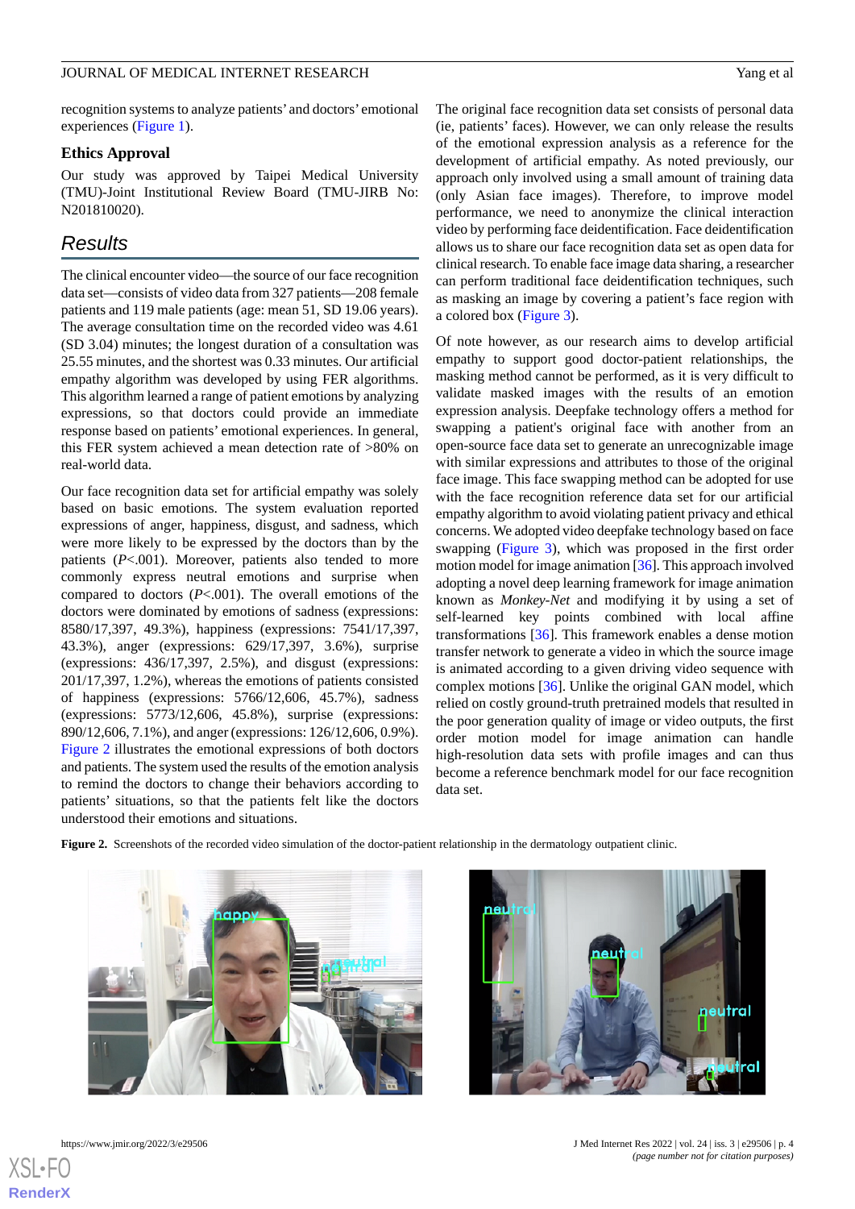recognition systems to analyze patients' and doctors' emotional experiences (Figure 1).

## Ethics Approval

Our study was approved by Taipei Medical University (TMU)-Joint Institutional Review Board (TMU-JIRB No: N201810020).

# Results

The clinical encounter video—the source of our face recognition data set—consists of video data from 327 patients—208 female patients and 119 male patients (age: mean 51, SD 19.06 years). The average consultation time on the recorded video was 4.61 (SD 3.04) minutes; the longest duration of a consultation was 25.55 minutes, and the shortest was 0.33 minutes. Our artificial empathy algorithm was developed by using FER algorithms. This algorithm learned a range of patient emotions by analyzing expressions, so that doctors could provide an immediate response based on patients' emotional experiences. In general, this FER system achieved a mean detection rate of >80% on real-world data.

Our face recognition data set for artificial empathy was solely based on basic emotions. The system evaluation reported expressions of anger, happiness, disgust, and sadness, which were more likely to be expressed by the doctors than by the patients (*P*<.001). Moreover, patients also tended to more commonly express neutral emotions and surprise when compared to doctors (*P*<.001). The overall emotions of the doctors were dominated by emotions of sadness (expressions: 8580/17,397, 49.3%), happiness (expressions: 7541/17,397, 43.3%), anger (expressions: 629/17,397, 3.6%), surprise (expressions: 436/17,397, 2.5%), and disgust (expressions: 201/17,397, 1.2%), whereas the emotions of patients consisted of happiness (expressions: 5766/12,606, 45.7%), sadness (expressions: 5773/12,606, 45.8%), surprise (expressions: 890/12,606, 7.1%), and anger (expressions: 126/12,606, 0.9%). Figure 2 illustrates the emotional expressions of both doctors and patients. The system used the results of the emotion analysis to remind the doctors to change their behaviors according to patients' situations, so that the patients felt like the doctors understood their emotions and situations.

The original face recognition data set consists of personal data (ie, patients' faces). However, we can only release the results of the emotional expression analysis as a reference for the development of artificial empathy. As noted previously, our approach only involved using a small amount of training data (only Asian face images). Therefore, to improve model performance, we need to anonymize the clinical interaction video by performing face deidentification. Face deidentification allows us to share our face recognition data set as open data for clinical research. To enable face image data sharing, a researcher can perform traditional face deidentification techniques, such as masking an image by covering a patient's face region with a colored box (Figure 3).

Of note however, as our research aims to develop artificial empathy to support good doctor-patient relationships, the masking method cannot be performed, as it is very difficult to validate masked images with the results of an emotion expression analysis. Deepfake technology offers a method for swapping a patient's original face with another from an open-source face data set to generate an unrecognizable image with similar expressions and attributes to those of the original face image. This face swapping method can be adopted for use with the face recognition reference data set for our artificial empathy algorithm to avoid violating patient privacy and ethical concerns. We adopted video deepfake technology based on face swapping (Figure 3), which was proposed in the first order motion model for image animation [36]. This approach involved adopting a novel deep learning framework for image animation known as *Monkey-Net* and modifying it by using a set of self-learned key points combined with local affine transformations [36]. This framework enables a dense motion transfer network to generate a video in which the source image is animated according to a given driving video sequence with complex motions [36]. Unlike the original GAN model, which relied on costly ground-truth pretrained models that resulted in the poor generation quality of image or video outputs, the first order motion model for image animation can handle high-resolution data sets with profile images and can thus become a reference benchmark model for our face recognition data set.

**Figure 2.** Screenshots of the recorded video simulation of the doctor-patient relationship in the dermatology outpatient clinic.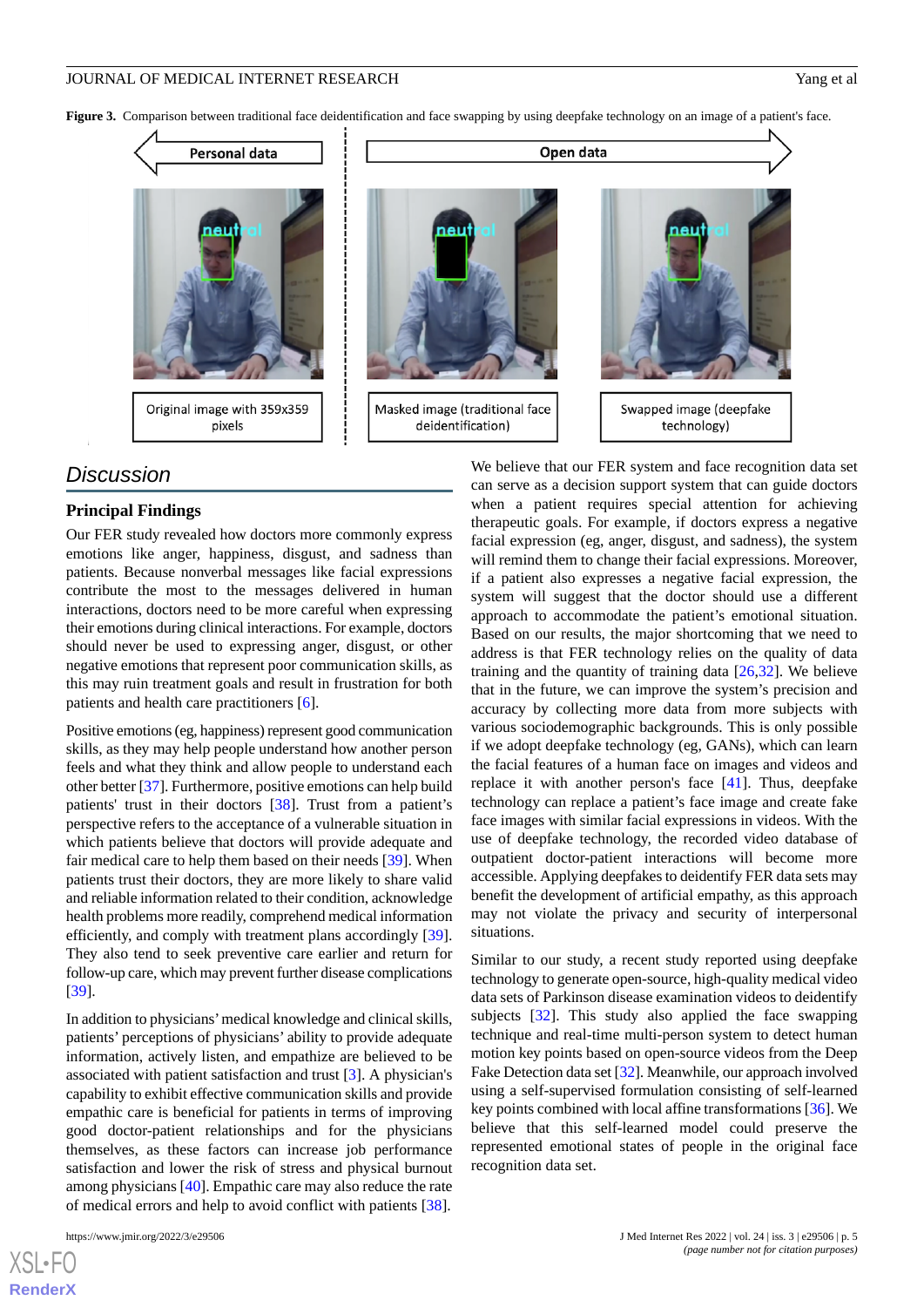**Figure 3.** Comparison between traditional face deidentification and face swapping by using deepfake technology on an image of a patient's face.

## Discussion

### Principal Findings

Our FER study revealed how doctors more commonly express emotions like anger, happiness, disgust, and sadness than patients. Because nonverbal messages like facial expressions contribute the most to the messages delivered in human interactions, doctors need to be more careful when expressing their emotions during clinical interactions. For example, doctors should never be used to expressing anger, disgust, or other negative emotions that represent poor communication skills, as this may ruin treatment goals and result in frustration for both patients and health care practitioners [6].

Positive emotions (eg, happiness) represent good communication skills, as they may help people understand how another person feels and what they think and allow people to understand each other better [37]. Furthermore, positive emotions can help build patients' trust in their doctors [38]. Trust from a patient's perspective refers to the acceptance of a vulnerable situation in which patients believe that doctors will provide adequate and fair medical care to help them based on their needs [39]. When patients trust their doctors, they are more likely to share valid and reliable information related to their condition, acknowledge health problems more readily, comprehend medical information efficiently, and comply with treatment plans accordingly [39]. They also tend to seek preventive care earlier and return for follow-up care, which may prevent further disease complications [39].

In addition to physicians' medical knowledge and clinical skills, patients' perceptions of physicians' ability to provide adequate information, actively listen, and empathize are believed to be associated with patient satisfaction and trust [3]. A physician's capability to exhibit effective communication skills and provide empathic care is beneficial for patients in terms of improving good doctor-patient relationships and for the physicians themselves, as these factors can increase job performance satisfaction and lower the risk of stress and physical burnout among physicians [40]. Empathic care may also reduce the rate of medical errors and help to avoid conflict with patients [38].

We believe that our FER system and face recognition data set can serve as a decision support system that can guide doctors when a patient requires special attention for achieving therapeutic goals. For example, if doctors express a negative facial expression (eg, anger, disgust, and sadness), the system will remind them to change their facial expressions. Moreover, if a patient also expresses a negative facial expression, the system will suggest that the doctor should use a different approach to accommodate the patient's emotional situation. Based on our results, the major shortcoming that we need to address is that FER technology relies on the quality of data training and the quantity of training data [26,32]. We believe that in the future, we can improve the system's precision and accuracy by collecting more data from more subjects with various sociodemographic backgrounds. This is only possible if we adopt deepfake technology (eg, GANs), which can learn the facial features of a human face on images and videos and replace it with another person's face [41]. Thus, deepfake technology can replace a patient's face image and create fake face images with similar facial expressions in videos. With the use of deepfake technology, the recorded video database of outpatient doctor-patient interactions will become more accessible. Applying deepfakes to deidentify FER data sets may benefit the development of artificial empathy, as this approach may not violate the privacy and security of interpersonal situations.

Similar to our study, a recent study reported using deepfake technology to generate open-source, high-quality medical video data sets of Parkinson disease examination videos to deidentify subjects [32]. This study also applied the face swapping technique and real-time multi-person system to detect human motion key points based on open-source videos from the Deep Fake Detection data set [32]. Meanwhile, our approach involved using a self-supervised formulation consisting of self-learned key points combined with local affine transformations [36]. We believe that this self-learned model could preserve the represented emotional states of people in the original face recognition data set.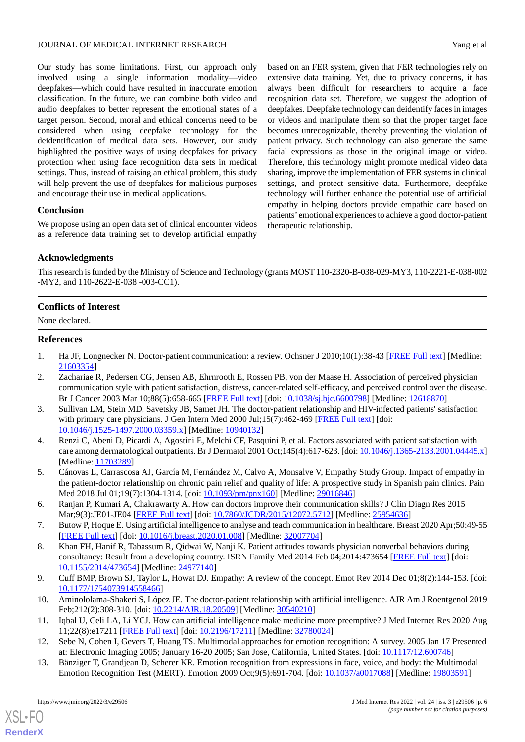Our study has some limitations. First, our approach only involved using a single information modality—video deepfakes—which could have resulted in inaccurate emotion classification. In the future, we can combine both video and audio deepfakes to better represent the emotional states of a target person. Second, moral and ethical concerns need to be considered when using deepfake technology for the deidentification of medical data sets. However, our study highlighted the positive ways of using deepfakes for privacy protection when using face recognition data sets in medical settings. Thus, instead of raising an ethical problem, this study will help prevent the use of deepfakes for malicious purposes and encourage their use in medical applications.

## Conclusion

We propose using an open data set of clinical encounter videos as a reference data training set to develop artificial empathy based on an FER system, given that FER technologies rely on extensive data training. Yet, due to privacy concerns, it has always been difficult for researchers to acquire a face recognition data set. Therefore, we suggest the adoption of deepfakes. Deepfake technology can deidentify faces in images or videos and manipulate them so that the proper target face becomes unrecognizable, thereby preventing the violation of patient privacy. Such technology can also generate the same facial expressions as those in the original image or video. Therefore, this technology might promote medical video data sharing, improve the implementation of FER systems in clinical settings, and protect sensitive data. Furthermore, deepfake technology will further enhance the potential use of artificial empathy in helping doctors provide empathic care based on patients' emotional experiences to achieve a good doctor-patient therapeutic relationship.

## Acknowledgments

This research is funded by the Ministry of Science and Technology (grants MOST 110-2320-B-038-029-MY3, 110-2221-E-038-002 -MY2, and 110-2622-E-038 -003-CC1).

## Conflicts of Interest

None declared.

## References

1. Ha JF, Longnecker N. Doctor-patient communication: a review. Ochsner J 2010;10(1):38-43 [FREE Full text] [Medline: 21603354]
2. Zachariae R, Pedersen CG, Jensen AB, Ehrnrooth E, Rossen PB, von der Maase H. Association of perceived physician communication style with patient satisfaction, distress, cancer-related self-efficacy, and perceived control over the disease. Br J Cancer 2003 Mar 10;88(5):658-665 [FREE Full text] [doi: 10.1038/sj.bjc.6600798] [Medline: 12618870]
3. Sullivan LM, Stein MD, Savetsky JB, Samet JH. The doctor-patient relationship and HIV-infected patients' satisfaction with primary care physicians. J Gen Intern Med 2000 Jul;15(7):462-469 [FREE Full text] [doi: 10.1046/j.1525-1497.2000.03359.x] [Medline: 10940132]
4. Renzi C, Abeni D, Picardi A, Agostini E, Melchi CF, Pasquini P, et al. Factors associated with patient satisfaction with care among dermatological outpatients. Br J Dermatol 2001 Oct;145(4):617-623. [doi: 10.1046/j.1365-2133.2001.04445.x] [Medline: 11703289]
5. Cánovas L, Carrascosa AJ, García M, Fernández M, Calvo A, Monsalve V, Empathy Study Group. Impact of empathy in the patient-doctor relationship on chronic pain relief and quality of life: A prospective study in Spanish pain clinics. Pain Med 2018 Jul 01;19(7):1304-1314. [doi: 10.1093/pm/pnx160] [Medline: 29016846]
6. Ranjan P, Kumari A, Chakrawarty A. How can doctors improve their communication skills? J Clin Diagn Res 2015 Mar;9(3):JE01-JE04 [FREE Full text] [doi: 10.7860/JCDR/2015/12072.5712] [Medline: 25954636]
7. Butow P, Hoque E. Using artificial intelligence to analyse and teach communication in healthcare. Breast 2020 Apr;50:49-55 [FREE Full text] [doi: 10.1016/j.breast.2020.01.008] [Medline: 32007704]
8. Khan FH, Hanif R, Tabassum R, Qidwai W, Nanji K. Patient attitudes towards physician nonverbal behaviors during consultancy: Result from a developing country. ISRN Family Med 2014 Feb 04;2014:473654 [FREE Full text] [doi: 10.1155/2014/473654] [Medline: 24977140]
9. Cuff BMP, Brown SJ, Taylor L, Howat DJ. Empathy: A review of the concept. Emot Rev 2014 Dec 01;8(2):144-153. [doi: 10.1177/1754073914558466]
10. Aminololama-Shakeri S, López JE. The doctor-patient relationship with artificial intelligence. AJR Am J Roentgenol 2019 Feb;212(2):308-310. [doi: 10.2214/AJR.18.20509] [Medline: 30540210]
11. Iqbal U, Celi LA, Li YCJ. How can artificial intelligence make medicine more preemptive? J Med Internet Res 2020 Aug 11;22(8):e17211 [FREE Full text] [doi: 10.2196/17211] [Medline: 32780024]
12. Sebe N, Cohen I, Gevers T, Huang TS. Multimodal approaches for emotion recognition: A survey. 2005 Jan 17 Presented at: Electronic Imaging 2005; January 16-20 2005; San Jose, California, United States. [doi: 10.1117/12.600746]
13. Bänziger T, Grandjean D, Scherer KR. Emotion recognition from expressions in face, voice, and body: the Multimodal Emotion Recognition Test (MERT). Emotion 2009 Oct;9(5):691-704. [doi: 10.1037/a0017088] [Medline: 19803591]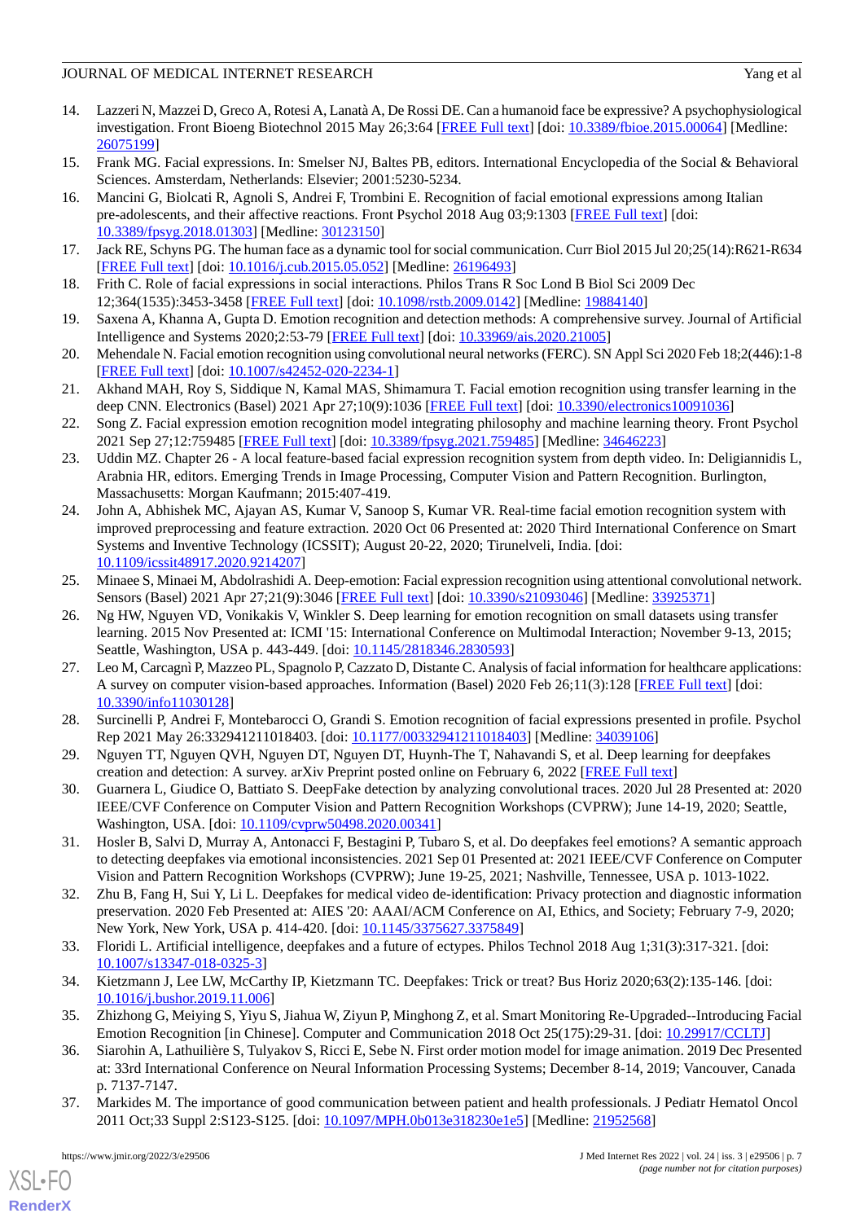14. Lazzeri N, Mazzei D, Greco A, Rotesi A, Lanatà A, De Rossi DE. Can a humanoid face be expressive? A psychophysiological investigation. Front Bioeng Biotechnol 2015 May 26;3:64 [FREE Full text] [doi: 10.3389/fbioe.2015.00064] [Medline: 26075199]
15. Frank MG. Facial expressions. In: Smelser NJ, Baltes PB, editors. International Encyclopedia of the Social & Behavioral Sciences. Amsterdam, Netherlands: Elsevier; 2001:5230-5234.
16. Mancini G, Biolcati R, Agnoli S, Andrei F, Trombini E. Recognition of facial emotional expressions among Italian pre-adolescents, and their affective reactions. Front Psychol 2018 Aug 03;9:1303 [FREE Full text] [doi: 10.3389/fpsyg.2018.01303] [Medline: 30123150]
17. Jack RE, Schyns PG. The human face as a dynamic tool for social communication. Curr Biol 2015 Jul 20;25(14):R621-R634 [FREE Full text] [doi: 10.1016/j.cub.2015.05.052] [Medline: 26196493]
18. Frith C. Role of facial expressions in social interactions. Philos Trans R Soc Lond B Biol Sci 2009 Dec 12;364(1535):3453-3458 [FREE Full text] [doi: 10.1098/rstb.2009.0142] [Medline: 19884140]
19. Saxena A, Khanna A, Gupta D. Emotion recognition and detection methods: A comprehensive survey. Journal of Artificial Intelligence and Systems 2020;2:53-79 [FREE Full text] [doi: 10.33969/ais.2020.21005]
20. Mehendale N. Facial emotion recognition using convolutional neural networks (FERC). SN Appl Sci 2020 Feb 18;2(446):1-8 [FREE Full text] [doi: 10.1007/s42452-020-2234-1]
21. Akhand MAH, Roy S, Siddique N, Kamal MAS, Shimamura T. Facial emotion recognition using transfer learning in the deep CNN. Electronics (Basel) 2021 Apr 27;10(9):1036 [FREE Full text] [doi: 10.3390/electronics10091036]
22. Song Z. Facial expression emotion recognition model integrating philosophy and machine learning theory. Front Psychol 2021 Sep 27;12:759485 [FREE Full text] [doi: 10.3389/fpsyg.2021.759485] [Medline: 34646223]
23. Uddin MZ. Chapter 26 - A local feature-based facial expression recognition system from depth video. In: Deligiannidis L, Arabnia HR, editors. Emerging Trends in Image Processing, Computer Vision and Pattern Recognition. Burlington, Massachusetts: Morgan Kaufmann; 2015:407-419.
24. John A, Abhishek MC, Ajayan AS, Kumar V, Sanoop S, Kumar VR. Real-time facial emotion recognition system with improved preprocessing and feature extraction. 2020 Oct 06 Presented at: 2020 Third International Conference on Smart Systems and Inventive Technology (ICSSIT); August 20-22, 2020; Tirunelveli, India. [doi: 10.1109/icssit48917.2020.9214207]
25. Minaee S, Minaei M, Abdolrashidi A. Deep-emotion: Facial expression recognition using attentional convolutional network. Sensors (Basel) 2021 Apr 27;21(9):3046 [FREE Full text] [doi: 10.3390/s21093046] [Medline: 33925371]
26. Ng HW, Nguyen VD, Vonikakis V, Winkler S. Deep learning for emotion recognition on small datasets using transfer learning. 2015 Nov Presented at: ICMI '15: International Conference on Multimodal Interaction; November 9-13, 2015; Seattle, Washington, USA p. 443-449. [doi: 10.1145/2818346.2830593]
27. Leo M, Carcagnì P, Mazzeo PL, Spagnolo P, Cazzato D, Distante C. Analysis of facial information for healthcare applications: A survey on computer vision-based approaches. Information (Basel) 2020 Feb 26;11(3):128 [FREE Full text] [doi: 10.3390/info11030128]
28. Surcinelli P, Andrei F, Montebarocci O, Grandi S. Emotion recognition of facial expressions presented in profile. Psychol Rep 2021 May 26:332941211018403. [doi: 10.1177/00332941211018403] [Medline: 34039106]
29. Nguyen TT, Nguyen QVH, Nguyen DT, Nguyen DT, Huynh-The T, Nahavandi S, et al. Deep learning for deepfakes creation and detection: A survey. arXiv Preprint posted online on February 6, 2022 [FREE Full text]
30. Guarnera L, Giudice O, Battiato S. DeepFake detection by analyzing convolutional traces. 2020 Jul 28 Presented at: 2020 IEEE/CVF Conference on Computer Vision and Pattern Recognition Workshops (CVPRW); June 14-19, 2020; Seattle, Washington, USA. [doi: 10.1109/cvprw50498.2020.00341]
31. Hosler B, Salvi D, Murray A, Antonacci F, Bestagini P, Tubaro S, et al. Do deepfakes feel emotions? A semantic approach to detecting deepfakes via emotional inconsistencies. 2021 Sep 01 Presented at: 2021 IEEE/CVF Conference on Computer Vision and Pattern Recognition Workshops (CVPRW); June 19-25, 2021; Nashville, Tennessee, USA p. 1013-1022.
32. Zhu B, Fang H, Sui Y, Li L. Deepfakes for medical video de-identification: Privacy protection and diagnostic information preservation. 2020 Feb Presented at: AIES '20: AAAI/ACM Conference on AI, Ethics, and Society; February 7-9, 2020; New York, New York, USA p. 414-420. [doi: 10.1145/3375627.3375849]
33. Floridi L. Artificial intelligence, deepfakes and a future of ectypes. Philos Technol 2018 Aug 1;31(3):317-321. [doi: 10.1007/s13347-018-0325-3]
34. Kietzmann J, Lee LW, McCarthy IP, Kietzmann TC. Deepfakes: Trick or treat? Bus Horiz 2020;63(2):135-146. [doi: 10.1016/j.bushor.2019.11.006]
35. Zhizhong G, Meiying S, Yiyu S, Jiahua W, Ziyun P, Minghong Z, et al. Smart Monitoring Re-Upgraded--Introducing Facial Emotion Recognition [in Chinese]. Computer and Communication 2018 Oct 25(175):29-31. [doi: 10.29917/CCLTJ]
36. Siarohin A, Lathuilière S, Tulyakov S, Ricci E, Sebe N. First order motion model for image animation. 2019 Dec Presented at: 33rd International Conference on Neural Information Processing Systems; December 8-14, 2019; Vancouver, Canada p. 7137-7147.
37. Markides M. The importance of good communication between patient and health professionals. J Pediatr Hematol Oncol 2011 Oct;33 Suppl 2:S123-S125. [doi: 10.1097/MPH.0b013e318230e1e5] [Medline: 21952568]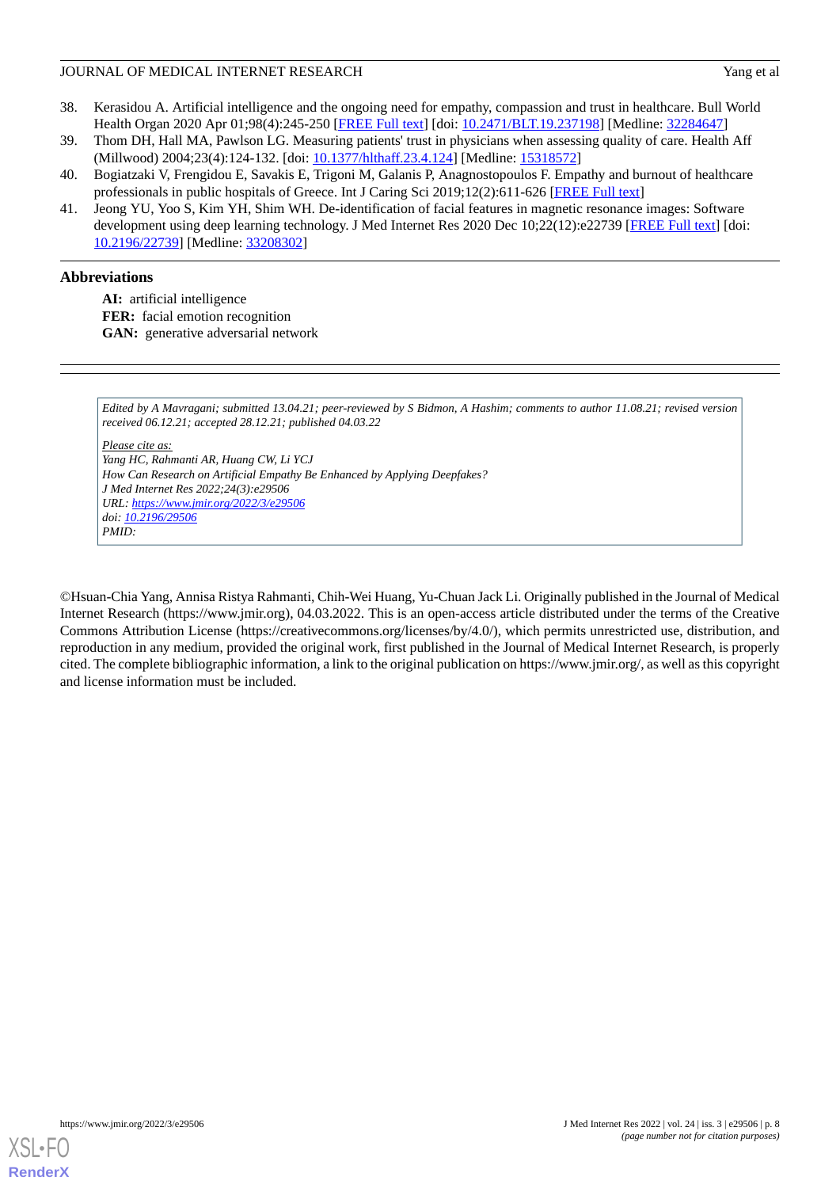38. Kerasidou A. Artificial intelligence and the ongoing need for empathy, compassion and trust in healthcare. Bull World Health Organ 2020 Apr 01;98(4):245-250 [FREE Full text] [doi: 10.2471/BLT.19.237198] [Medline: 32284647]
39. Thom DH, Hall MA, Pawlson LG. Measuring patients' trust in physicians when assessing quality of care. Health Aff (Millwood) 2004;23(4):124-132. [doi: 10.1377/hlthaff.23.4.124] [Medline: 15318572]
40. Bogiatzaki V, Frengidou E, Savakis E, Trigoni M, Galanis P, Anagnostopoulos F. Empathy and burnout of healthcare professionals in public hospitals of Greece. Int J Caring Sci 2019;12(2):611-626 [FREE Full text]
41. Jeong YU, Yoo S, Kim YH, Shim WH. De-identification of facial features in magnetic resonance images: Software development using deep learning technology. J Med Internet Res 2020 Dec 10;22(12):e22739 [FREE Full text] [doi: 10.2196/22739] [Medline: 33208302]

## Abbreviations

**AI:** artificial intelligence
**FER:** facial emotion recognition
**GAN:** generative adversarial network

*Edited by A Mavragani; submitted 13.04.21; peer-reviewed by S Bidmon, A Hashim; comments to author 11.08.21; revised version received 06.12.21; accepted 28.12.21; published 04.03.22*

*Please cite as:*
*Yang HC, Rahmanti AR, Huang CW, Li YCJ*
*How Can Research on Artificial Empathy Be Enhanced by Applying Deepfakes?*
*J Med Internet Res 2022;24(3):e29506*
*URL: https://www.jmir.org/2022/3/e29506*
*doi: 10.2196/29506*
*PMID:*

©Hsuan-Chia Yang, Annisa Ristya Rahmanti, Chih-Wei Huang, Yu-Chuan Jack Li. Originally published in the Journal of Medical Internet Research (https://www.jmir.org), 04.03.2022. This is an open-access article distributed under the terms of the Creative Commons Attribution License (https://creativecommons.org/licenses/by/4.0/), which permits unrestricted use, distribution, and reproduction in any medium, provided the original work, first published in the Journal of Medical Internet Research, is properly cited. The complete bibliographic information, a link to the original publication on https://www.jmir.org/, as well as this copyright and license information must be included.